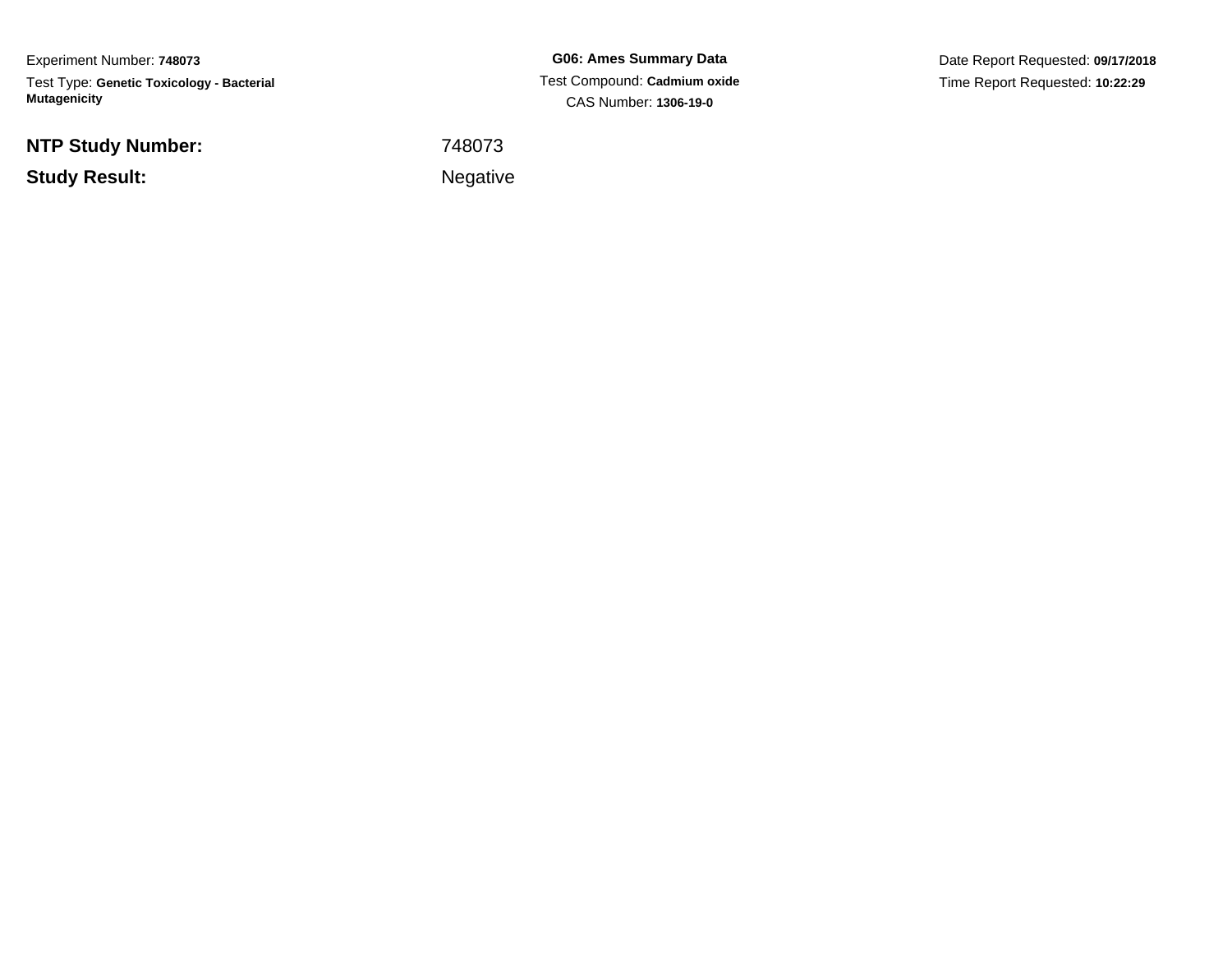Experiment Number: **748073**

Test Type: **Genetic Toxicology - Bacterial Mutagenicity**

**G06: Ames Summary Data**

Test Compound: **Cadmium oxide**

CAS Number: **1306-19-0**

Date Report Requested: **09/17/2018**

Time Report Requested: **10:22:29**

| | |
|---|---|
| **NTP Study Number:** | 748073 |
| **Study Result:** | Negative |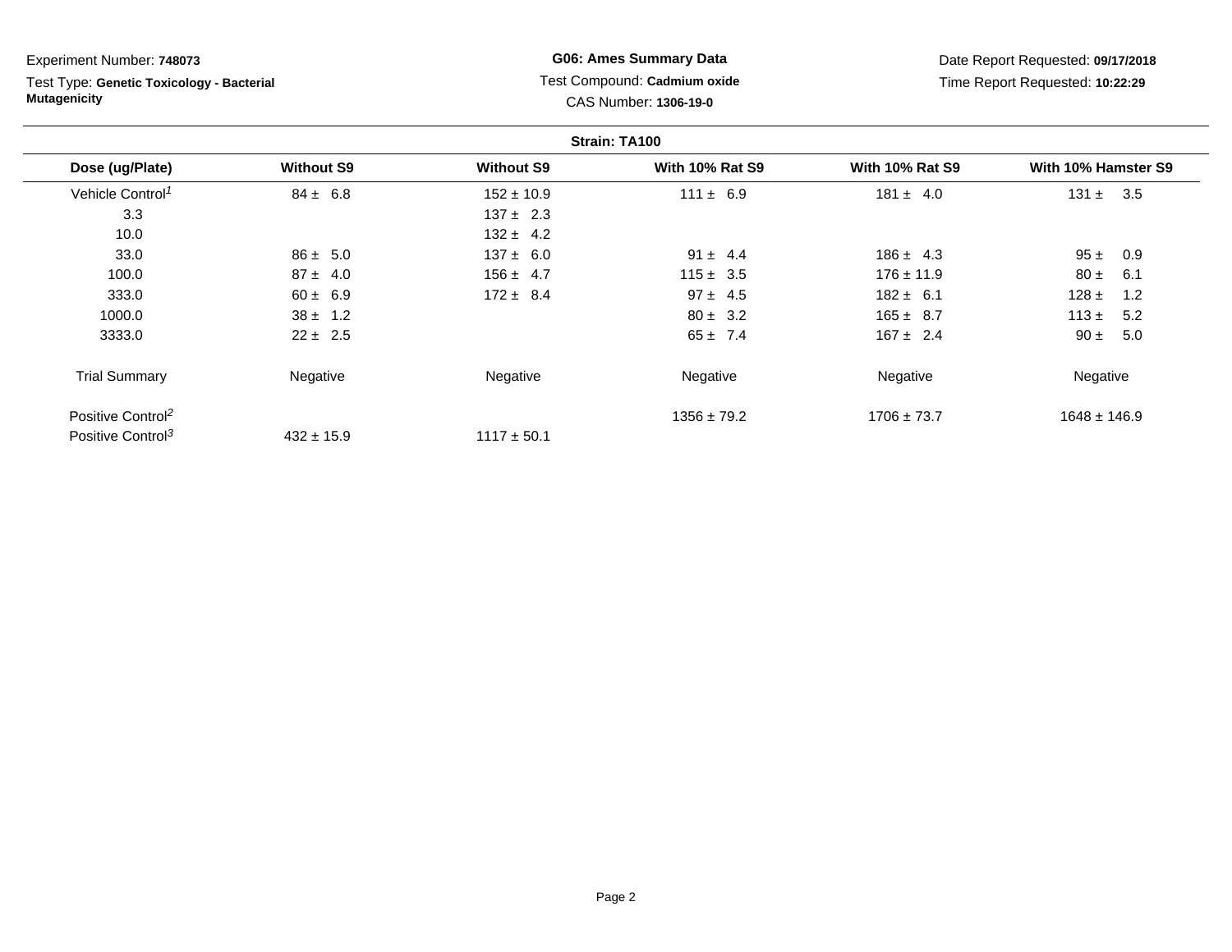Experiment Number: **748073**

Test Type: **Genetic Toxicology - Bacterial Mutagenicity**

**G06: Ames Summary Data**

Test Compound: **Cadmium oxide**

CAS Number: **1306-19-0**

Date Report Requested: **09/17/2018**

Time Report Requested: **10:22:29**

**Strain: TA100**

| Dose (ug/Plate) | Without S9 | Without S9 | With 10% Rat S9 | With 10% Rat S9 | With 10% Hamster S9 |
|---|---|---|---|---|---|
| Vehicle Control[1] | 84 ± 6.8 | 152 ± 10.9 | 111 ± 6.9 | 181 ± 4.0 | 131 ± 3.5 |
| 3.3 | | 137 ± 2.3 | | | |
| 10.0 | | 132 ± 4.2 | | | |
| 33.0 | 86 ± 5.0 | 137 ± 6.0 | 91 ± 4.4 | 186 ± 4.3 | 95 ± 0.9 |
| 100.0 | 87 ± 4.0 | 156 ± 4.7 | 115 ± 3.5 | 176 ± 11.9 | 80 ± 6.1 |
| 333.0 | 60 ± 6.9 | 172 ± 8.4 | 97 ± 4.5 | 182 ± 6.1 | 128 ± 1.2 |
| 1000.0 | 38 ± 1.2 | | 80 ± 3.2 | 165 ± 8.7 | 113 ± 5.2 |
| 3333.0 | 22 ± 2.5 | | 65 ± 7.4 | 167 ± 2.4 | 90 ± 5.0 |
| Trial Summary | Negative | Negative | Negative | Negative | Negative |
| Positive Control[2] | | | 1356 ± 79.2 | 1706 ± 73.7 | 1648 ± 146.9 |
| Positive Control[3] | 432 ± 15.9 | 1117 ± 50.1 | | | |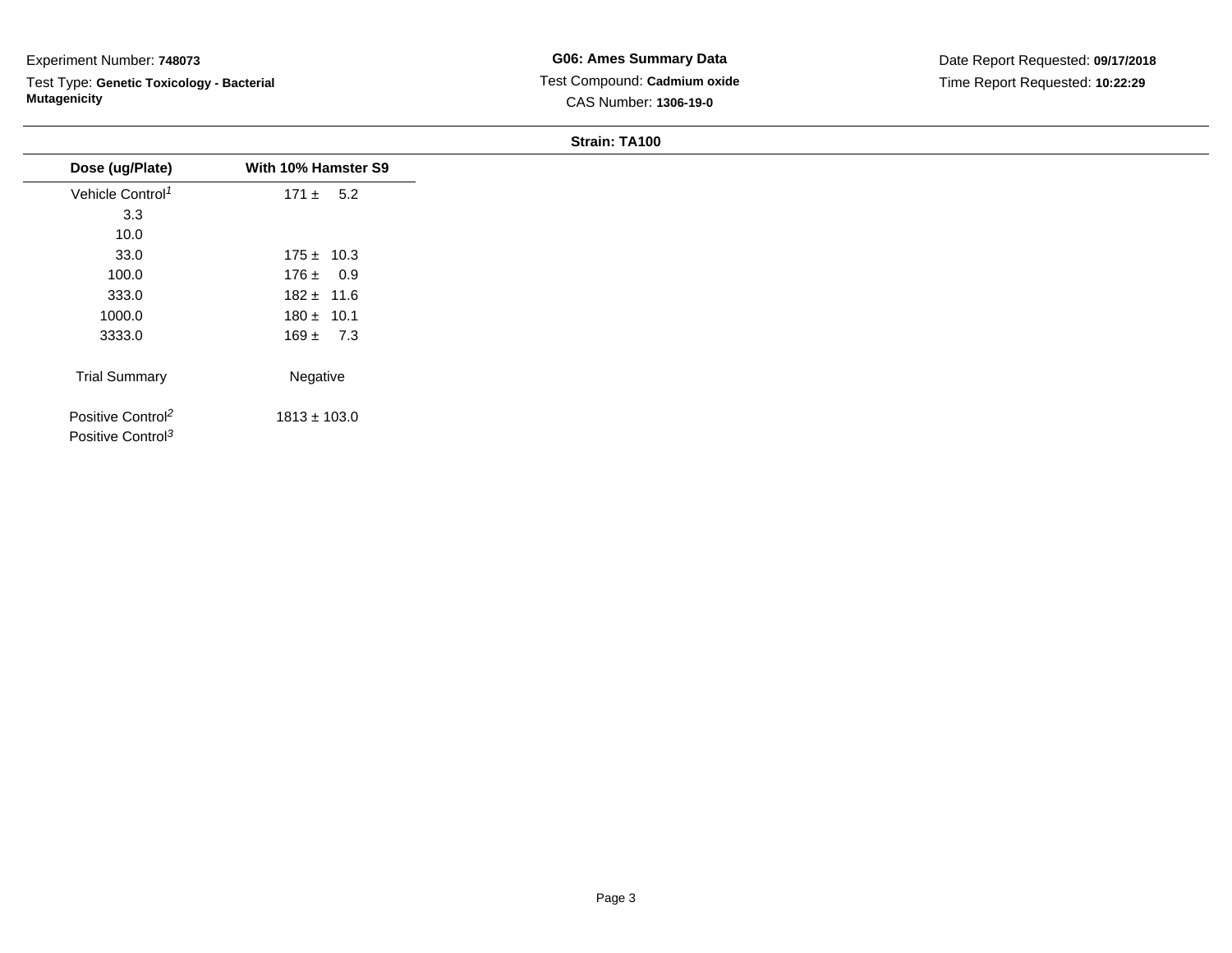Experiment Number: **748073**

Test Type: **Genetic Toxicology - Bacterial Mutagenicity**

**G06: Ames Summary Data**

Test Compound: **Cadmium oxide**

CAS Number: **1306-19-0**

Date Report Requested: **09/17/2018**

Time Report Requested: **10:22:29**

**Strain: TA100**

| Dose (ug/Plate) | With 10% Hamster S9 |
|---|---|
| Vehicle Control[1] | 171 ± 5.2 |
| 3.3 | |
| 10.0 | |
| 33.0 | 175 ± 10.3 |
| 100.0 | 176 ± 0.9 |
| 333.0 | 182 ± 11.6 |
| 1000.0 | 180 ± 10.1 |
| 3333.0 | 169 ± 7.3 |
| Trial Summary | Negative |
| Positive Control[2] | 1813 ± 103.0 |
| Positive Control[3] | |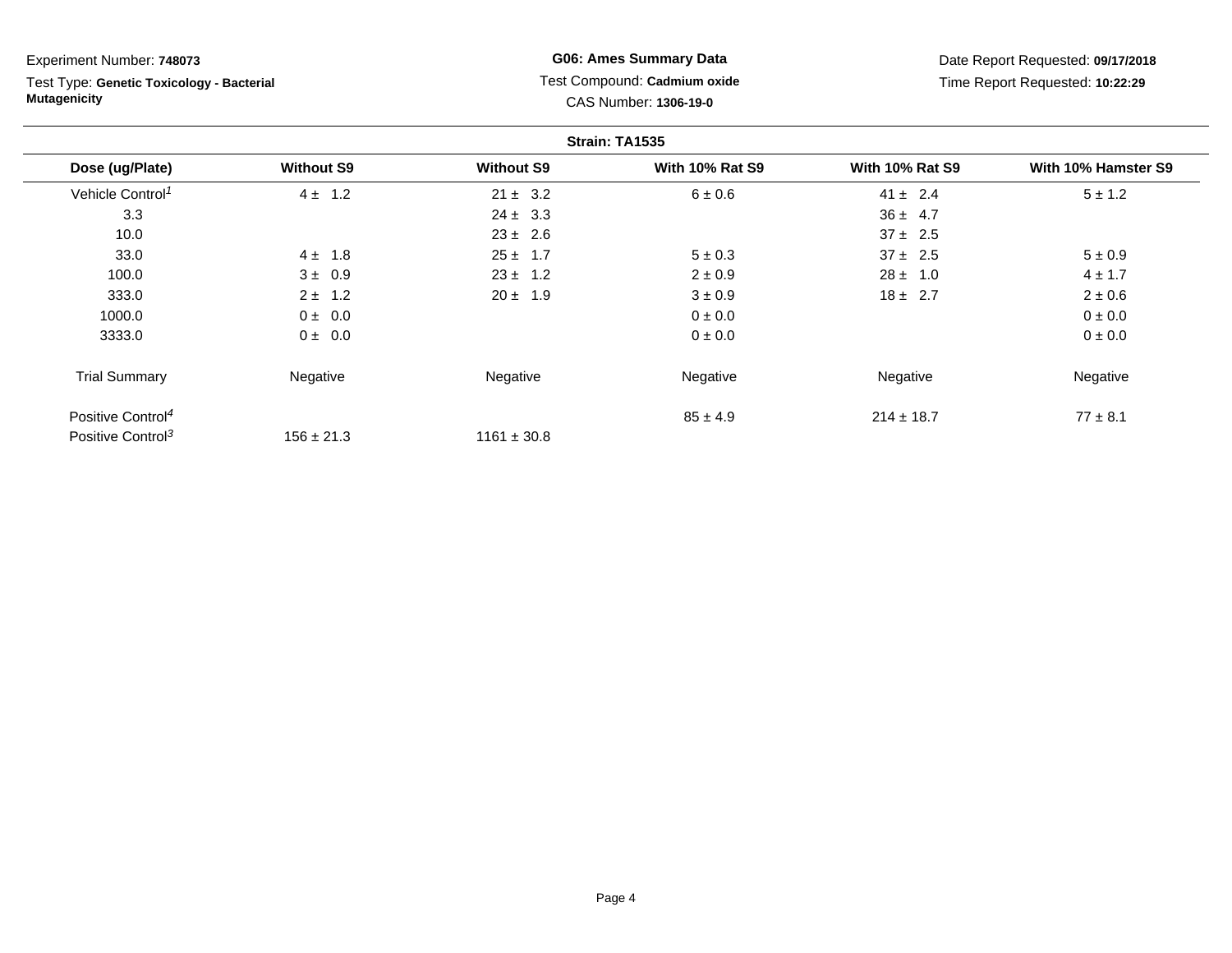Experiment Number: **748073**

Test Type: **Genetic Toxicology - Bacterial Mutagenicity**

**G06: Ames Summary Data**

Test Compound: **Cadmium oxide**

CAS Number: **1306-19-0**

Date Report Requested: **09/17/2018**

Time Report Requested: **10:22:29**

**Strain: TA1535**

| Dose (ug/Plate) | Without S9 | Without S9 | With 10% Rat S9 | With 10% Rat S9 | With 10% Hamster S9 |
|---|---|---|---|---|---|
| Vehicle Control[1] | 4 ± 1.2 | 21 ± 3.2 | 6 ± 0.6 | 41 ± 2.4 | 5 ± 1.2 |
| 3.3 | | 24 ± 3.3 | | 36 ± 4.7 | |
| 10.0 | | 23 ± 2.6 | | 37 ± 2.5 | |
| 33.0 | 4 ± 1.8 | 25 ± 1.7 | 5 ± 0.3 | 37 ± 2.5 | 5 ± 0.9 |
| 100.0 | 3 ± 0.9 | 23 ± 1.2 | 2 ± 0.9 | 28 ± 1.0 | 4 ± 1.7 |
| 333.0 | 2 ± 1.2 | 20 ± 1.9 | 3 ± 0.9 | 18 ± 2.7 | 2 ± 0.6 |
| 1000.0 | 0 ± 0.0 | | 0 ± 0.0 | | 0 ± 0.0 |
| 3333.0 | 0 ± 0.0 | | 0 ± 0.0 | | 0 ± 0.0 |
| Trial Summary | Negative | Negative | Negative | Negative | Negative |
| Positive Control[4] | | | 85 ± 4.9 | 214 ± 18.7 | 77 ± 8.1 |
| Positive Control[3] | 156 ± 21.3 | 1161 ± 30.8 | | | |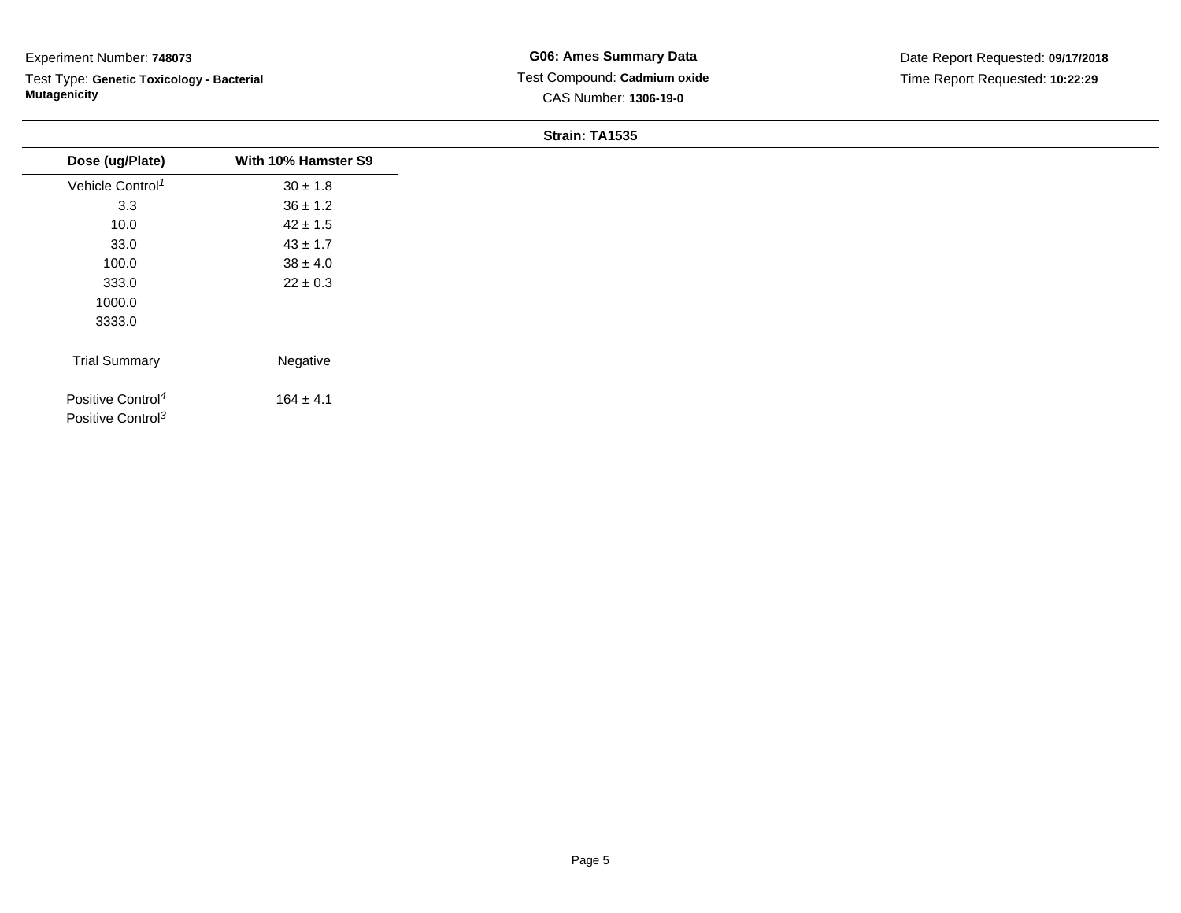Experiment Number: **748073**

Test Type: **Genetic Toxicology - Bacterial Mutagenicity**

**G06: Ames Summary Data**

Test Compound: **Cadmium oxide**

CAS Number: **1306-19-0**

Date Report Requested: **09/17/2018**

Time Report Requested: **10:22:29**

**Strain: TA1535**

| Dose (ug/Plate) | With 10% Hamster S9 |
|---|---|
| Vehicle Control[1] | 30 ± 1.8 |
| 3.3 | 36 ± 1.2 |
| 10.0 | 42 ± 1.5 |
| 33.0 | 43 ± 1.7 |
| 100.0 | 38 ± 4.0 |
| 333.0 | 22 ± 0.3 |
| 1000.0 | |
| 3333.0 | |
| Trial Summary | Negative |
| Positive Control[4] | 164 ± 4.1 |
| Positive Control[3] | |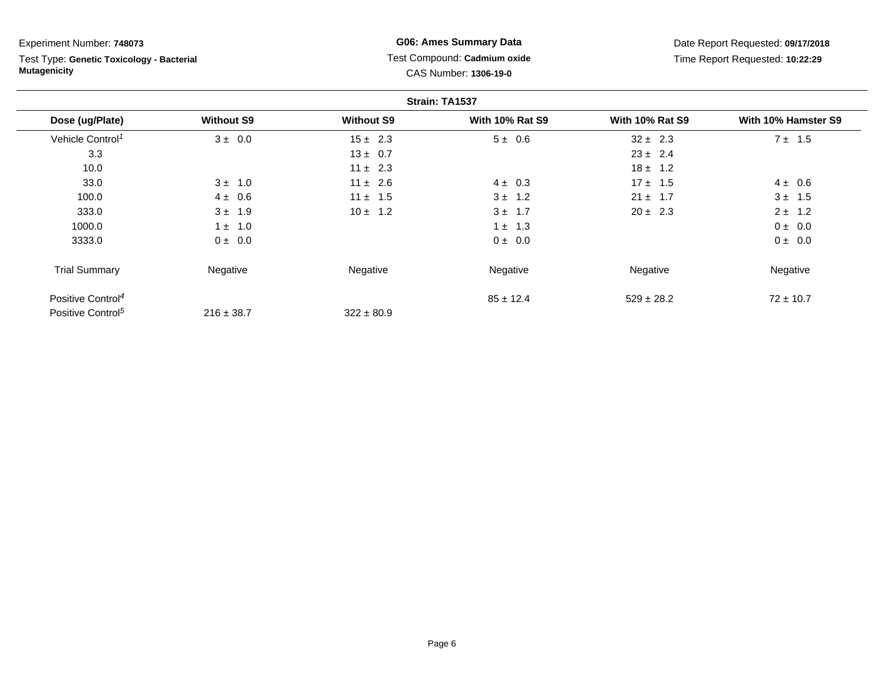Experiment Number: **748073**

Test Type: **Genetic Toxicology - Bacterial Mutagenicity**

**G06: Ames Summary Data**

Test Compound: **Cadmium oxide**

CAS Number: **1306-19-0**

Date Report Requested: **09/17/2018**

Time Report Requested: **10:22:29**

**Strain: TA1537**

| Dose (ug/Plate) | Without S9 | Without S9 | With 10% Rat S9 | With 10% Rat S9 | With 10% Hamster S9 |
|---|---|---|---|---|---|
| Vehicle Control[1] | 3 ± 0.0 | 15 ± 2.3 | 5 ± 0.6 | 32 ± 2.3 | 7 ± 1.5 |
| 3.3 | | 13 ± 0.7 | | 23 ± 2.4 | |
| 10.0 | | 11 ± 2.3 | | 18 ± 1.2 | |
| 33.0 | 3 ± 1.0 | 11 ± 2.6 | 4 ± 0.3 | 17 ± 1.5 | 4 ± 0.6 |
| 100.0 | 4 ± 0.6 | 11 ± 1.5 | 3 ± 1.2 | 21 ± 1.7 | 3 ± 1.5 |
| 333.0 | 3 ± 1.9 | 10 ± 1.2 | 3 ± 1.7 | 20 ± 2.3 | 2 ± 1.2 |
| 1000.0 | 1 ± 1.0 | | 1 ± 1.3 | | 0 ± 0.0 |
| 3333.0 | 0 ± 0.0 | | 0 ± 0.0 | | 0 ± 0.0 |
| Trial Summary | Negative | Negative | Negative | Negative | Negative |
| Positive Control[4] | | | 85 ± 12.4 | 529 ± 28.2 | 72 ± 10.7 |
| Positive Control[5] | 216 ± 38.7 | 322 ± 80.9 | | | |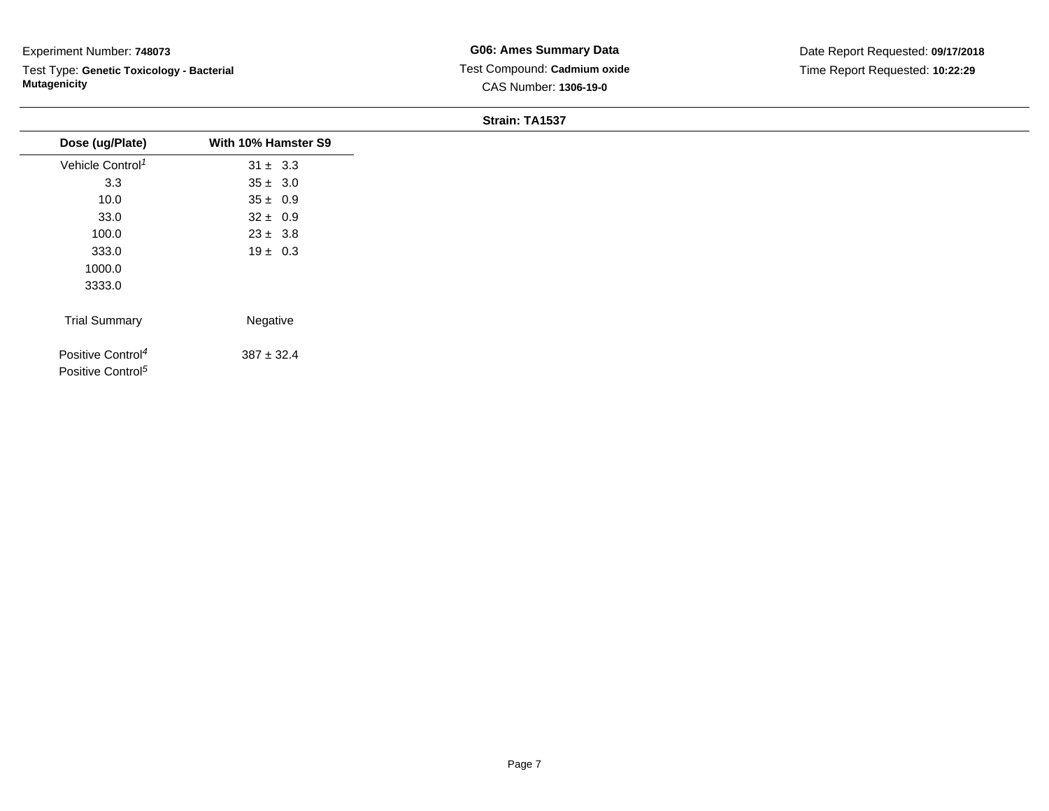Experiment Number: **748073**

Test Type: **Genetic Toxicology - Bacterial Mutagenicity**

**G06: Ames Summary Data**

Test Compound: **Cadmium oxide**

CAS Number: **1306-19-0**

Date Report Requested: **09/17/2018**

Time Report Requested: **10:22:29**

**Strain: TA1537**

| Dose (ug/Plate) | With 10% Hamster S9 |
|---|---|
| Vehicle Control[1] | 31 ± 3.3 |
| 3.3 | 35 ± 3.0 |
| 10.0 | 35 ± 0.9 |
| 33.0 | 32 ± 0.9 |
| 100.0 | 23 ± 3.8 |
| 333.0 | 19 ± 0.3 |
| 1000.0 | |
| 3333.0 | |
| Trial Summary | Negative |
| Positive Control[4] | 387 ± 32.4 |
| Positive Control[5] | |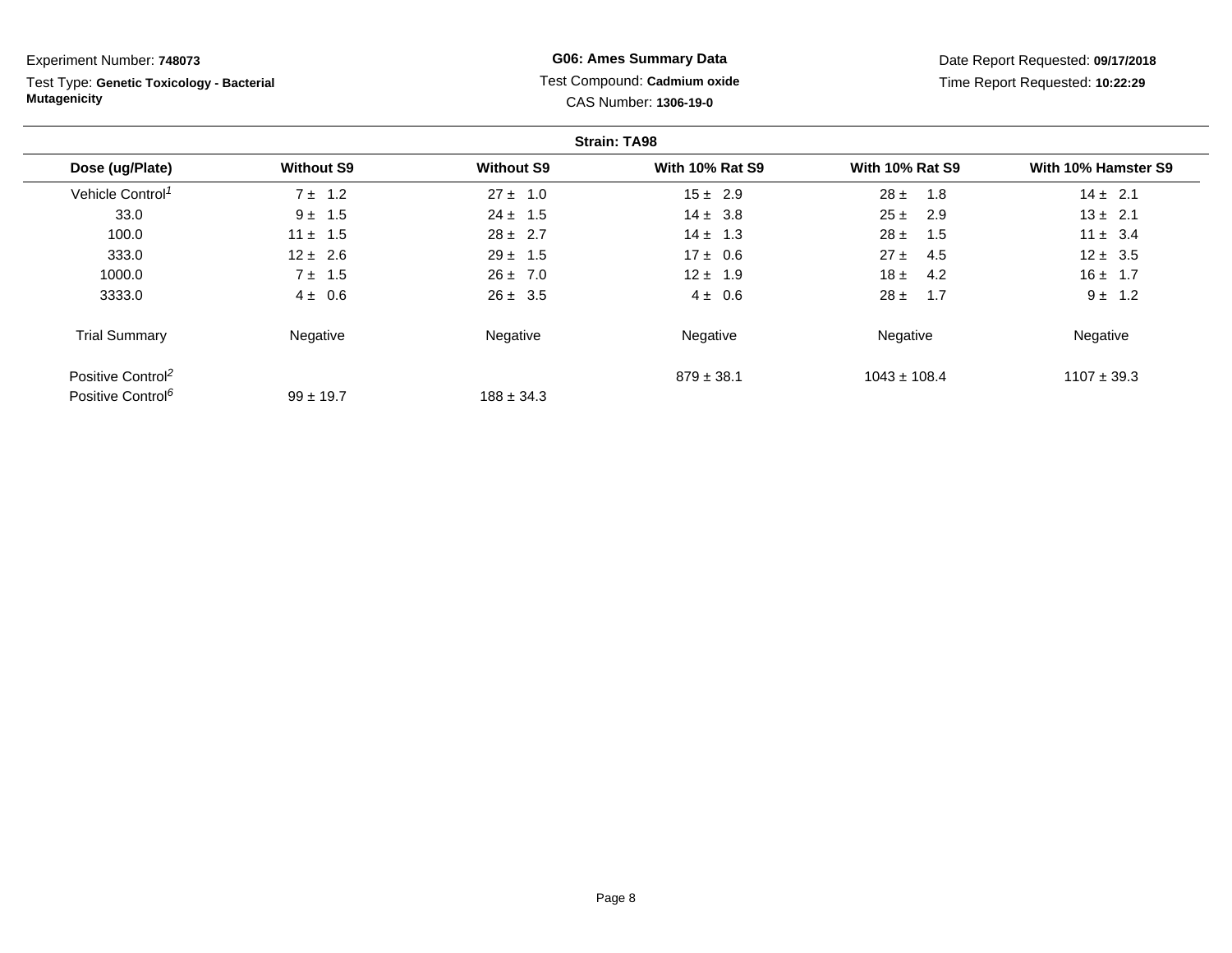Experiment Number: **748073**

Test Type: **Genetic Toxicology - Bacterial Mutagenicity**

**G06: Ames Summary Data**

Test Compound: **Cadmium oxide**

CAS Number: **1306-19-0**

Date Report Requested: **09/17/2018**

Time Report Requested: **10:22:29**

**Strain: TA98**

| Dose (ug/Plate) | Without S9 | Without S9 | With 10% Rat S9 | With 10% Rat S9 | With 10% Hamster S9 |
|---|---|---|---|---|---|
| Vehicle Control[1] | 7 ± 1.2 | 27 ± 1.0 | 15 ± 2.9 | 28 ± 1.8 | 14 ± 2.1 |
| 33.0 | 9 ± 1.5 | 24 ± 1.5 | 14 ± 3.8 | 25 ± 2.9 | 13 ± 2.1 |
| 100.0 | 11 ± 1.5 | 28 ± 2.7 | 14 ± 1.3 | 28 ± 1.5 | 11 ± 3.4 |
| 333.0 | 12 ± 2.6 | 29 ± 1.5 | 17 ± 0.6 | 27 ± 4.5 | 12 ± 3.5 |
| 1000.0 | 7 ± 1.5 | 26 ± 7.0 | 12 ± 1.9 | 18 ± 4.2 | 16 ± 1.7 |
| 3333.0 | 4 ± 0.6 | 26 ± 3.5 | 4 ± 0.6 | 28 ± 1.7 | 9 ± 1.2 |
| Trial Summary | Negative | Negative | Negative | Negative | Negative |
| Positive Control[2] | | | 879 ± 38.1 | 1043 ± 108.4 | 1107 ± 39.3 |
| Positive Control[6] | 99 ± 19.7 | 188 ± 34.3 | | | |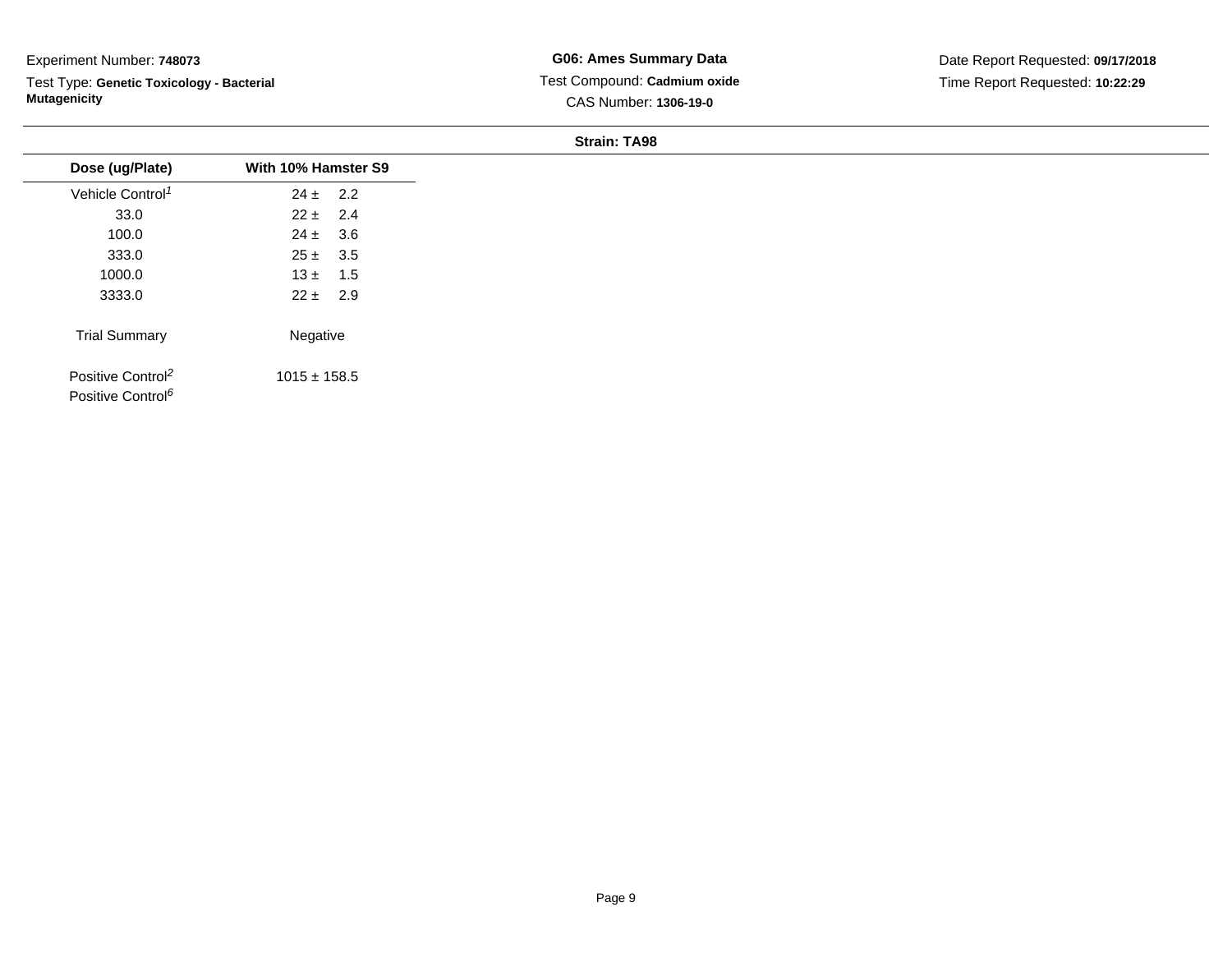Experiment Number: **748073**

Test Type: **Genetic Toxicology - Bacterial Mutagenicity**

**G06: Ames Summary Data**

Test Compound: **Cadmium oxide**

CAS Number: **1306-19-0**

Date Report Requested: **09/17/2018**

Time Report Requested: **10:22:29**

**Strain: TA98**

| Dose (ug/Plate) | With 10% Hamster S9 |
|---|---|
| Vehicle Control[1] | 24 ± 2.2 |
| 33.0 | 22 ± 2.4 |
| 100.0 | 24 ± 3.6 |
| 333.0 | 25 ± 3.5 |
| 1000.0 | 13 ± 1.5 |
| 3333.0 | 22 ± 2.9 |
| Trial Summary | Negative |
| Positive Control[2] | 1015 ± 158.5 |
| Positive Control[6] | |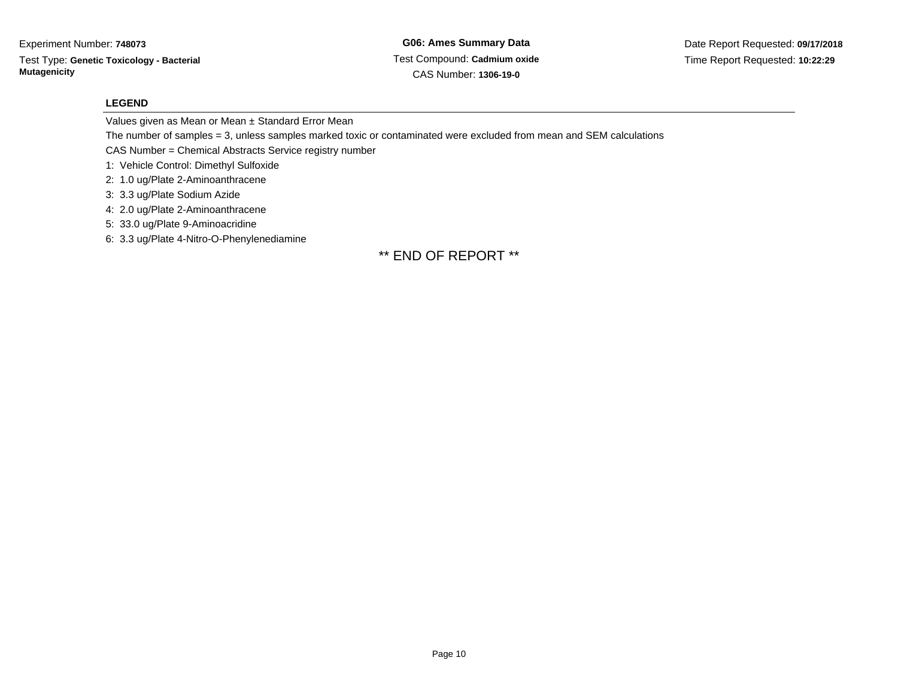Experiment Number: **748073**

Test Type: **Genetic Toxicology - Bacterial Mutagenicity**

**G06: Ames Summary Data**

Test Compound: **Cadmium oxide**

CAS Number: **1306-19-0**

Date Report Requested: **09/17/2018**

Time Report Requested: **10:22:29**

**LEGEND**

Values given as Mean or Mean ± Standard Error Mean

The number of samples = 3, unless samples marked toxic or contaminated were excluded from mean and SEM calculations

CAS Number = Chemical Abstracts Service registry number

1: Vehicle Control: Dimethyl Sulfoxide

2: 1.0 ug/Plate 2-Aminoanthracene

3: 3.3 ug/Plate Sodium Azide

4: 2.0 ug/Plate 2-Aminoanthracene

5: 33.0 ug/Plate 9-Aminoacridine

6: 3.3 ug/Plate 4-Nitro-O-Phenylenediamine

** END OF REPORT **